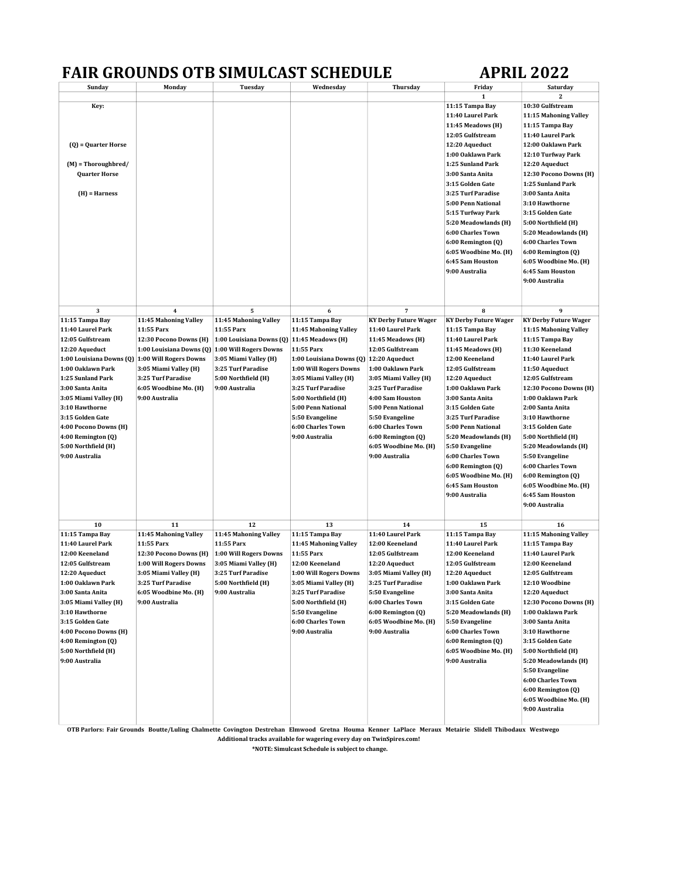# FAIR GROUNDS OTB SIMULCAST SCHEDULE — APRIL 2022

| Sunday | Monday | Tuesday | Wednesday | Thursday | Friday | Saturday |
|---|---|---|---|---|---|---|
| | | | | | 1 | 2 |
| Key:<br><br>(Q) = Quarter Horse<br><br>(M) = Thoroughbred/ Quarter Horse<br><br>(H) = Harness | | | | | 11:15 Tampa Bay<br>11:40 Laurel Park<br>11:45 Meadows (H)<br>12:05 Gulfstream<br>12:20 Aqueduct<br>1:00 Oaklawn Park<br>1:25 Sunland Park<br>3:00 Santa Anita<br>3:15 Golden Gate<br>3:25 Turf Paradise<br>5:00 Penn National<br>5:15 Turfway Park<br>5:20 Meadowlands (H)<br>6:00 Charles Town<br>6:00 Remington (Q)<br>6:05 Woodbine Mo. (H)<br>6:45 Sam Houston<br>9:00 Australia | 10:30 Gulfstream<br>11:15 Mahoning Valley<br>11:15 Tampa Bay<br>11:40 Laurel Park<br>12:00 Oaklawn Park<br>12:10 Turfway Park<br>12:20 Aqueduct<br>12:30 Pocono Downs (H)<br>1:25 Sunland Park<br>3:00 Santa Anita<br>3:10 Hawthorne<br>3:15 Golden Gate<br>5:00 Northfield (H)<br>5:20 Meadowlands (H)<br>6:00 Charles Town<br>6:00 Remington (Q)<br>6:05 Woodbine Mo. (H)<br>6:45 Sam Houston<br>9:00 Australia |
| 3 | 4 | 5 | 6 | 7 | 8 | 9 |
| 11:15 Tampa Bay<br>11:40 Laurel Park<br>12:05 Gulfstream<br>12:20 Aqueduct<br>1:00 Louisiana Downs (Q)<br>1:00 Oaklawn Park<br>1:25 Sunland Park<br>3:00 Santa Anita<br>3:05 Miami Valley (H)<br>3:10 Hawthorne<br>3:15 Golden Gate<br>4:00 Pocono Downs (H)<br>4:00 Remington (Q)<br>5:00 Northfield (H)<br>9:00 Australia | 11:45 Mahoning Valley<br>11:55 Parx<br>12:30 Pocono Downs (H)<br>1:00 Louisiana Downs (Q)<br>1:00 Will Rogers Downs<br>3:05 Miami Valley (H)<br>3:25 Turf Paradise<br>6:05 Woodbine Mo. (H)<br>9:00 Australia | 11:45 Mahoning Valley<br>11:55 Parx<br>1:00 Louisiana Downs (Q)<br>1:00 Will Rogers Downs<br>3:05 Miami Valley (H)<br>3:25 Turf Paradise<br>5:00 Northfield (H)<br>9:00 Australia | 11:15 Tampa Bay<br>11:45 Mahoning Valley<br>11:45 Meadows (H)<br>11:55 Parx<br>1:00 Louisiana Downs (Q)<br>1:00 Will Rogers Downs<br>3:05 Miami Valley (H)<br>3:25 Turf Paradise<br>5:00 Northfield (H)<br>5:00 Penn National<br>5:50 Evangeline<br>6:00 Charles Town<br>9:00 Australia | KY Derby Future Wager<br>11:40 Laurel Park<br>11:45 Meadows (H)<br>12:05 Gulfstream<br>12:20 Aqueduct<br>1:00 Oaklawn Park<br>3:05 Miami Valley (H)<br>3:25 Turf Paradise<br>4:00 Sam Houston<br>5:00 Penn National<br>5:50 Evangeline<br>6:00 Charles Town<br>6:00 Remington (Q)<br>6:05 Woodbine Mo. (H)<br>9:00 Australia | KY Derby Future Wager<br>11:15 Tampa Bay<br>11:40 Laurel Park<br>11:45 Meadows (H)<br>12:00 Keeneland<br>12:05 Gulfstream<br>12:20 Aqueduct<br>1:00 Oaklawn Park<br>3:00 Santa Anita<br>3:15 Golden Gate<br>3:25 Turf Paradise<br>5:00 Penn National<br>5:20 Meadowlands (H)<br>5:50 Evangeline<br>6:00 Charles Town<br>6:00 Remington (Q)<br>6:05 Woodbine Mo. (H)<br>6:45 Sam Houston<br>9:00 Australia | KY Derby Future Wager<br>11:15 Mahoning Valley<br>11:15 Tampa Bay<br>11:30 Keeneland<br>11:40 Laurel Park<br>11:50 Aqueduct<br>12:05 Gulfstream<br>12:30 Pocono Downs (H)<br>1:00 Oaklawn Park<br>2:00 Santa Anita<br>3:10 Hawthorne<br>3:15 Golden Gate<br>5:00 Northfield (H)<br>5:20 Meadowlands (H)<br>5:50 Evangeline<br>6:00 Charles Town<br>6:00 Remington (Q)<br>6:05 Woodbine Mo. (H)<br>6:45 Sam Houston<br>9:00 Australia |
| 10 | 11 | 12 | 13 | 14 | 15 | 16 |
| 11:15 Tampa Bay<br>11:40 Laurel Park<br>12:00 Keeneland<br>12:05 Gulfstream<br>12:20 Aqueduct<br>1:00 Oaklawn Park<br>3:00 Santa Anita<br>3:05 Miami Valley (H)<br>3:10 Hawthorne<br>3:15 Golden Gate<br>4:00 Pocono Downs (H)<br>4:00 Remington (Q)<br>5:00 Northfield (H)<br>9:00 Australia | 11:45 Mahoning Valley<br>11:55 Parx<br>12:30 Pocono Downs (H)<br>1:00 Will Rogers Downs<br>3:05 Miami Valley (H)<br>3:25 Turf Paradise<br>6:05 Woodbine Mo. (H)<br>9:00 Australia | 11:45 Mahoning Valley<br>11:55 Parx<br>1:00 Will Rogers Downs<br>3:05 Miami Valley (H)<br>3:25 Turf Paradise<br>5:00 Northfield (H)<br>9:00 Australia | 11:15 Tampa Bay<br>11:45 Mahoning Valley<br>11:55 Parx<br>12:00 Keeneland<br>1:00 Will Rogers Downs<br>3:05 Miami Valley (H)<br>3:25 Turf Paradise<br>5:00 Northfield (H)<br>5:50 Evangeline<br>6:00 Charles Town<br>9:00 Australia | 11:40 Laurel Park<br>12:00 Keeneland<br>12:05 Gulfstream<br>12:20 Aqueduct<br>3:05 Miami Valley (H)<br>3:25 Turf Paradise<br>5:50 Evangeline<br>6:00 Charles Town<br>6:00 Remington (Q)<br>6:05 Woodbine Mo. (H)<br>9:00 Australia | 11:15 Tampa Bay<br>11:40 Laurel Park<br>12:00 Keeneland<br>12:05 Gulfstream<br>12:20 Aqueduct<br>1:00 Oaklawn Park<br>3:00 Santa Anita<br>3:15 Golden Gate<br>5:20 Meadowlands (H)<br>5:50 Evangeline<br>6:00 Charles Town<br>6:00 Remington (Q)<br>6:05 Woodbine Mo. (H)<br>9:00 Australia | 11:15 Mahoning Valley<br>11:15 Tampa Bay<br>11:40 Laurel Park<br>12:00 Keeneland<br>12:05 Gulfstream<br>12:10 Woodbine<br>12:20 Aqueduct<br>12:30 Pocono Downs (H)<br>1:00 Oaklawn Park<br>3:00 Santa Anita<br>3:10 Hawthorne<br>3:15 Golden Gate<br>5:00 Northfield (H)<br>5:20 Meadowlands (H)<br>5:50 Evangeline<br>6:00 Charles Town<br>6:00 Remington (Q)<br>6:05 Woodbine Mo. (H)<br>9:00 Australia |

**OTB Parlors: Fair Grounds Boutte/Luling Chalmette Covington Destrehan Elmwood Gretna Houma Kenner LaPlace Meraux Metairie Slidell Thibodaux Westwego**

**Additional tracks available for wagering every day on TwinSpires.com!**

***NOTE: Simulcast Schedule is subject to change.**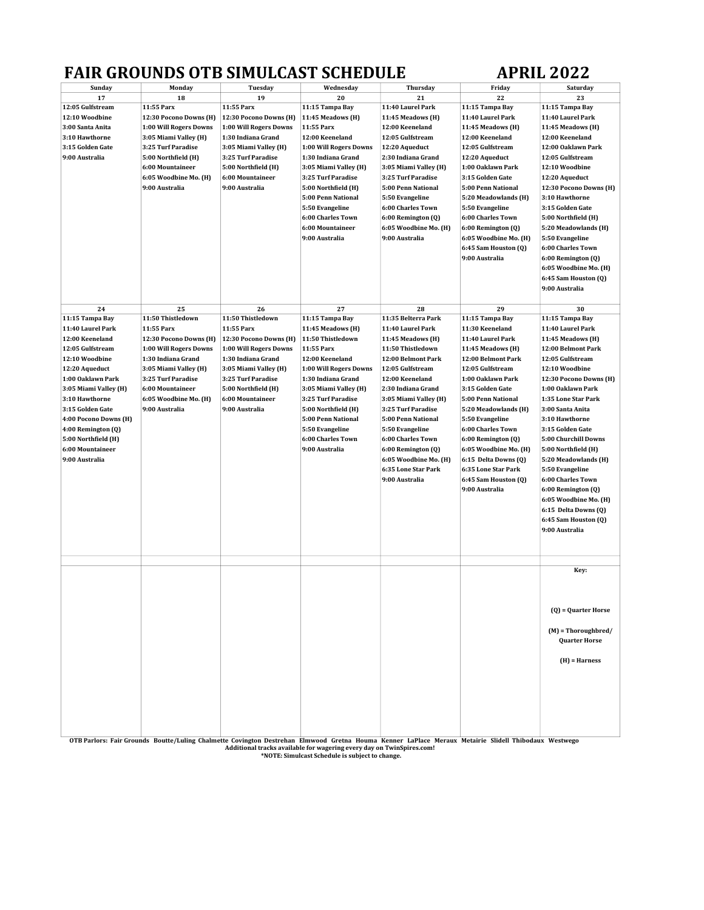# FAIR GROUNDS OTB SIMULCAST SCHEDULE APRIL 2022

| Sunday | Monday | Tuesday | Wednesday | Thursday | Friday | Saturday |
|---|---|---|---|---|---|---|
| 17 | 18 | 19 | 20 | 21 | 22 | 23 |
| 12:05 Gulfstream<br>12:10 Woodbine<br>3:00 Santa Anita<br>3:10 Hawthorne<br>3:15 Golden Gate<br>9:00 Australia | 11:55 Parx<br>12:30 Pocono Downs (H)<br>1:00 Will Rogers Downs<br>3:05 Miami Valley (H)<br>3:25 Turf Paradise<br>5:00 Northfield (H)<br>6:00 Mountaineer<br>6:05 Woodbine Mo. (H)<br>9:00 Australia | 11:55 Parx<br>12:30 Pocono Downs (H)<br>1:00 Will Rogers Downs<br>1:30 Indiana Grand<br>3:05 Miami Valley (H)<br>3:25 Turf Paradise<br>5:00 Northfield (H)<br>6:00 Mountaineer<br>9:00 Australia | 11:15 Tampa Bay<br>11:45 Meadows (H)<br>11:55 Parx<br>12:00 Keeneland<br>1:00 Will Rogers Downs<br>1:30 Indiana Grand<br>3:05 Miami Valley (H)<br>3:25 Turf Paradise<br>5:00 Northfield (H)<br>5:00 Penn National<br>5:50 Evangeline<br>6:00 Charles Town<br>6:00 Mountaineer<br>9:00 Australia | 11:40 Laurel Park<br>11:45 Meadows (H)<br>12:00 Keeneland<br>12:05 Gulfstream<br>12:20 Aqueduct<br>2:30 Indiana Grand<br>3:05 Miami Valley (H)<br>3:25 Turf Paradise<br>5:00 Penn National<br>5:50 Evangeline<br>6:00 Charles Town<br>6:00 Remington (Q)<br>6:05 Woodbine Mo. (H)<br>9:00 Australia | 11:15 Tampa Bay<br>11:40 Laurel Park<br>11:45 Meadows (H)<br>12:00 Keeneland<br>12:05 Gulfstream<br>12:20 Aqueduct<br>1:00 Oaklawn Park<br>3:15 Golden Gate<br>5:00 Penn National<br>5:20 Meadowlands (H)<br>5:50 Evangeline<br>6:00 Charles Town<br>6:00 Remington (Q)<br>6:05 Woodbine Mo. (H)<br>6:45 Sam Houston (Q)<br>9:00 Australia | 11:15 Tampa Bay<br>11:40 Laurel Park<br>11:45 Meadows (H)<br>12:00 Keeneland<br>12:00 Oaklawn Park<br>12:05 Gulfstream<br>12:10 Woodbine<br>12:20 Aqueduct<br>12:30 Pocono Downs (H)<br>3:10 Hawthorne<br>3:15 Golden Gate<br>5:00 Northfield (H)<br>5:20 Meadowlands (H)<br>5:50 Evangeline<br>6:00 Charles Town<br>6:00 Remington (Q)<br>6:05 Woodbine Mo. (H)<br>6:45 Sam Houston (Q)<br>9:00 Australia |
| 24 | 25 | 26 | 27 | 28 | 29 | 30 |
| 11:15 Tampa Bay<br>11:40 Laurel Park<br>12:00 Keeneland<br>12:05 Gulfstream<br>12:10 Woodbine<br>12:20 Aqueduct<br>1:00 Oaklawn Park<br>3:05 Miami Valley (H)<br>3:10 Hawthorne<br>3:15 Golden Gate<br>4:00 Pocono Downs (H)<br>4:00 Remington (Q)<br>5:00 Northfield (H)<br>6:00 Mountaineer<br>9:00 Australia | 11:50 Thistledown<br>11:55 Parx<br>12:30 Pocono Downs (H)<br>1:00 Will Rogers Downs<br>1:30 Indiana Grand<br>3:05 Miami Valley (H)<br>3:25 Turf Paradise<br>6:00 Mountaineer<br>6:05 Woodbine Mo. (H)<br>9:00 Australia | 11:50 Thistledown<br>11:55 Parx<br>12:30 Pocono Downs (H)<br>1:00 Will Rogers Downs<br>1:30 Indiana Grand<br>3:05 Miami Valley (H)<br>3:25 Turf Paradise<br>5:00 Northfield (H)<br>6:00 Mountaineer<br>9:00 Australia | 11:15 Tampa Bay<br>11:45 Meadows (H)<br>11:50 Thistledown<br>11:55 Parx<br>12:00 Keeneland<br>1:00 Will Rogers Downs<br>1:30 Indiana Grand<br>3:05 Miami Valley (H)<br>3:25 Turf Paradise<br>5:00 Northfield (H)<br>5:00 Penn National<br>5:50 Evangeline<br>6:00 Charles Town<br>9:00 Australia | 11:35 Belterra Park<br>11:40 Laurel Park<br>11:45 Meadows (H)<br>11:50 Thistledown<br>12:00 Belmont Park<br>12:05 Gulfstream<br>12:00 Keeneland<br>2:30 Indiana Grand<br>3:05 Miami Valley (H)<br>3:25 Turf Paradise<br>5:00 Penn National<br>5:50 Evangeline<br>6:00 Charles Town<br>6:00 Remington (Q)<br>6:05 Woodbine Mo. (H)<br>6:35 Lone Star Park<br>9:00 Australia | 11:15 Tampa Bay<br>11:30 Keeneland<br>11:40 Laurel Park<br>11:45 Meadows (H)<br>12:00 Belmont Park<br>12:05 Gulfstream<br>1:00 Oaklawn Park<br>3:15 Golden Gate<br>5:00 Penn National<br>5:20 Meadowlands (H)<br>5:50 Evangeline<br>6:00 Charles Town<br>6:00 Remington (Q)<br>6:05 Woodbine Mo. (H)<br>6:15 Delta Downs (Q)<br>6:35 Lone Star Park<br>6:45 Sam Houston (Q)<br>9:00 Australia | 11:15 Tampa Bay<br>11:40 Laurel Park<br>11:45 Meadows (H)<br>12:00 Belmont Park<br>12:05 Gulfstream<br>12:10 Woodbine<br>12:30 Pocono Downs (H)<br>1:00 Oaklawn Park<br>1:35 Lone Star Park<br>3:00 Santa Anita<br>3:10 Hawthorne<br>3:15 Golden Gate<br>5:00 Churchill Downs<br>5:00 Northfield (H)<br>5:20 Meadowlands (H)<br>5:50 Evangeline<br>6:00 Charles Town<br>6:00 Remington (Q)<br>6:05 Woodbine Mo. (H)<br>6:15 Delta Downs (Q)<br>6:45 Sam Houston (Q)<br>9:00 Australia |
| | | | | | | Key:<br><br>(Q) = Quarter Horse<br><br>(M) = Thoroughbred/ Quarter Horse<br><br>(H) = Harness |

OTB Parlors: Fair Grounds Boutte/Luling Chalmette Covington Destrehan Elmwood Gretna Houma Kenner LaPlace Meraux Metairie Slidell Thibodaux Westwego

Additional tracks available for wagering every day on TwinSpires.com!

*NOTE: Simulcast Schedule is subject to change.